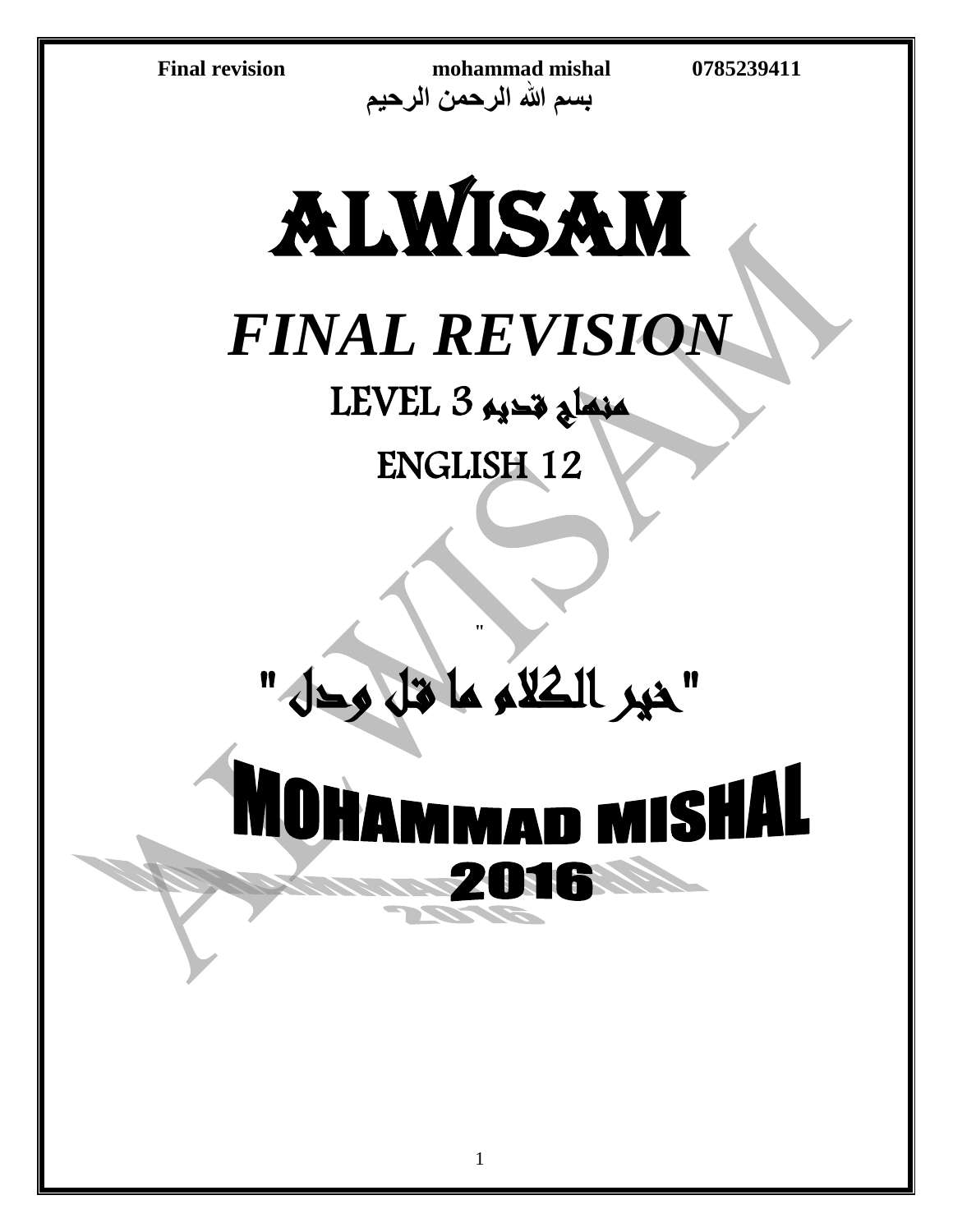Final revision mohammad mishal 0785239411

بسم الله الرحمن الرحيم

# ALWISAM

# *FINAL REVISION*

## LEVEL 3 منهاج قديم

## ENGLISH 12

"

## "خير الكلام ما قل ودل"

# MOHAMMAD MISHAL

# 2016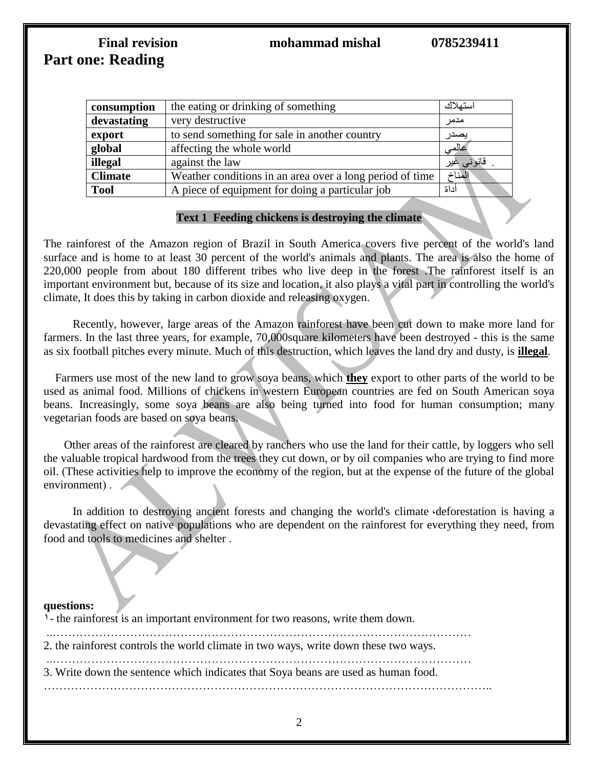# Part one: Reading

| consumption | the eating or drinking of something | استهلاك |
|---|---|---|
| devastating | very destructive | مدمر |
| export | to send something for sale in another country | يصدر |
| global | affecting the whole world | عالمي |
| illegal | against the law | قانوني غير . |
| Climate | Weather conditions in an area over a long period of time | المناخ |
| Tool | A piece of equipment for doing a particular job | أداة |

## Text 1 Feeding chickens is destroying the climate

The rainforest of the Amazon region of Brazil in South America covers five percent of the world's land surface and is home to at least 30 percent of the world's animals and plants. The area is also the home of 220,000 people from about 180 different tribes who live deep in the forest .The rainforest itself is an important environment but, because of its size and location, it also plays a vital part in controlling the world's climate, It does this by taking in carbon dioxide and releasing oxygen.

Recently, however, large areas of the Amazon rainforest have been cut down to make more land for farmers. In the last three years, for example, 70,000square kilometers have been destroyed - this is the same as six football pitches every minute. Much of this destruction, which leaves the land dry and dusty, is **illegal**.

Farmers use most of the new land to grow soya beans, which **they** export to other parts of the world to be used as animal food. Millions of chickens in western European countries are fed on South American soya beans. Increasingly, some soya beans are also being turned into food for human consumption; many vegetarian foods are based on soya beans.

Other areas of the rainforest are cleared by ranchers who use the land for their cattle, by loggers who sell the valuable tropical hardwood from the trees they cut down, or by oil companies who are trying to find more oil. (These activities help to improve the economy of the region, but at the expense of the future of the global environment) .

In addition to destroying ancient forests and changing the world's climate ،deforestation is having a devastating effect on native populations who are dependent on the rainforest for everything they need, from food and tools to medicines and shelter .

**questions:**

١- the rainforest is an important environment for two reasons, write them down.

..………………………………………………………………………………………………

2. the rainforest controls the world climate in two ways, write down these two ways.

..………………………………………………………………………………………………

3. Write down the sentence which indicates that Soya beans are used as human food.

…………………………………………………………………………………………………..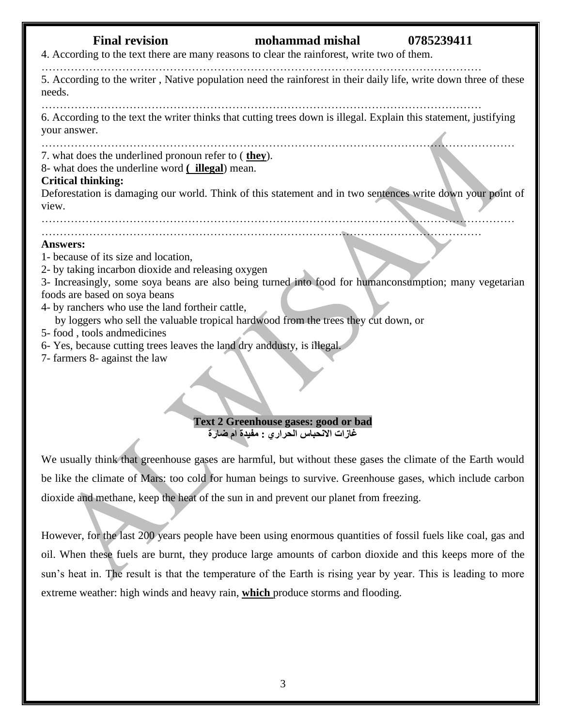4. According to the text there are many reasons to clear the rainforest, write two of them.

…………………………………………………………………………………………………………

5. According to the writer , Native population need the rainforest in their daily life, write down three of these needs.

…………………………………………………………………………………………………………

6. According to the text the writer thinks that cutting trees down is illegal. Explain this statement, justifying your answer.

……………………………………………………………………………………………………………

7. what does the underlined pronoun refer to ( **they**).

8- what does the underline word **( illegal**) mean.

**Critical thinking:**

Deforestation is damaging our world. Think of this statement and in two sentences write down your point of view.

……………………………………………………………………………………………………………

…………………………………………………………………………………………………………

**Answers:**

1- because of its size and location,

2- by taking incarbon dioxide and releasing oxygen

3- Increasingly, some soya beans are also being turned into food for humanconsumption; many vegetarian foods are based on soya beans

4- by ranchers who use the land fortheir cattle,

by loggers who sell the valuable tropical hardwood from the trees they cut down, or

5- food , tools andmedicines

6- Yes, because cutting trees leaves the land dry anddusty, is illegal.

7- farmers 8- against the law

## Text 2 Greenhouse gases: good or bad

**غازات الانحباس الحراري : مفيدة ام ضارة**

We usually think that greenhouse gases are harmful, but without these gases the climate of the Earth would be like the climate of Mars: too cold for human beings to survive. Greenhouse gases, which include carbon dioxide and methane, keep the heat of the sun in and prevent our planet from freezing.

However, for the last 200 years people have been using enormous quantities of fossil fuels like coal, gas and oil. When these fuels are burnt, they produce large amounts of carbon dioxide and this keeps more of the sun's heat in. The result is that the temperature of the Earth is rising year by year. This is leading to more extreme weather: high winds and heavy rain, **which** produce storms and flooding.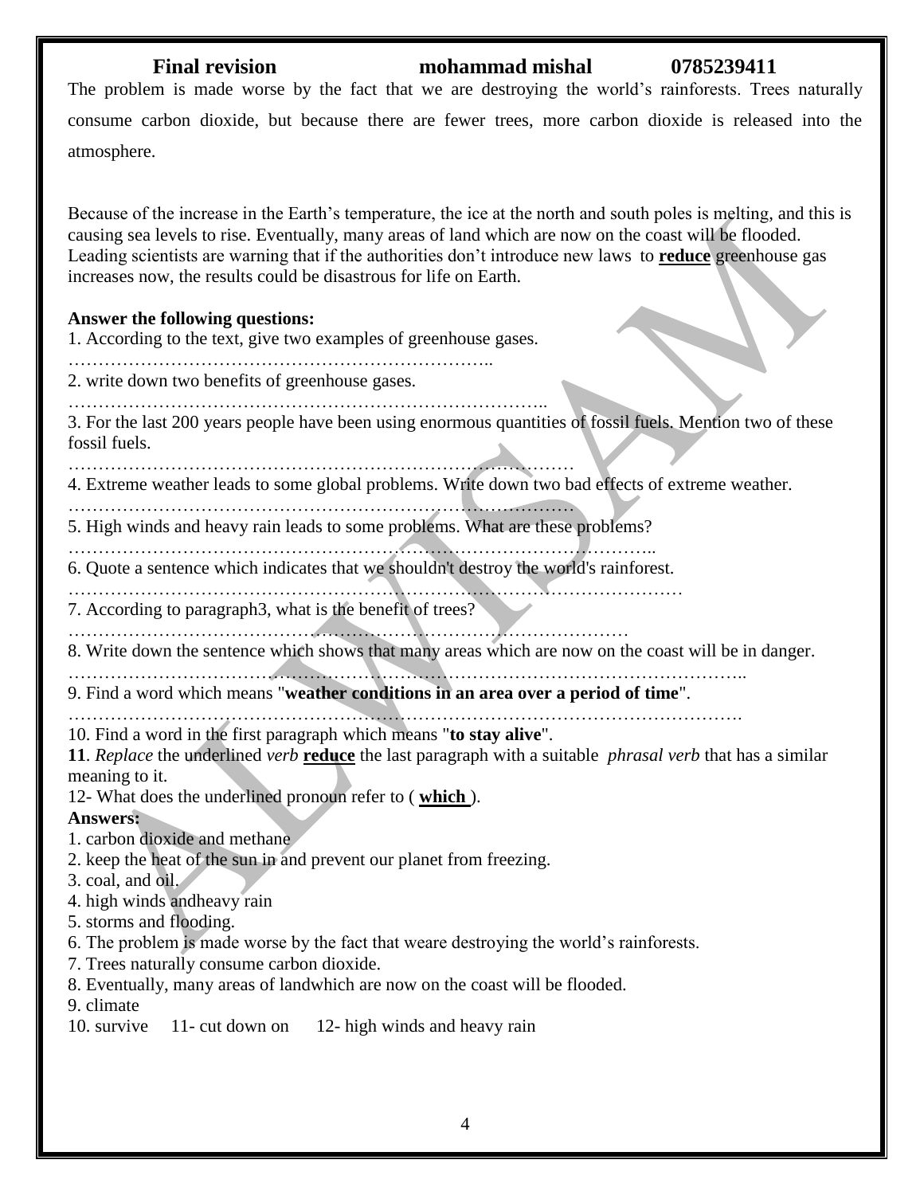The problem is made worse by the fact that we are destroying the world's rainforests. Trees naturally consume carbon dioxide, but because there are fewer trees, more carbon dioxide is released into the atmosphere.

Because of the increase in the Earth's temperature, the ice at the north and south poles is melting, and this is causing sea levels to rise. Eventually, many areas of land which are now on the coast will be flooded. Leading scientists are warning that if the authorities don't introduce new laws to **reduce** greenhouse gas increases now, the results could be disastrous for life on Earth.

**Answer the following questions:**

1. According to the text, give two examples of greenhouse gases.

……………………………………………………………..

2. write down two benefits of greenhouse gases.

……………………………………………………………………..

3. For the last 200 years people have been using enormous quantities of fossil fuels. Mention two of these fossil fuels.

………………………………………………………………………

4. Extreme weather leads to some global problems. Write down two bad effects of extreme weather.

………………………………………………………………………

5. High winds and heavy rain leads to some problems. What are these problems?

………………………………………………………………………………..

6. Quote a sentence which indicates that we shouldn't destroy the world's rainforest.

…………………………………………………………………………………………

7. According to paragraph3, what is the benefit of trees?

…………………………………………………………………………………

8. Write down the sentence which shows that many areas which are now on the coast will be in danger.

………………………………………………………………………………………………..

9. Find a word which means "**weather conditions in an area over a period of time**".

……………………………………………………………………………………………….

10. Find a word in the first paragraph which means "**to stay alive**".

**11**. *Replace* the underlined *verb* **reduce** the last paragraph with a suitable *phrasal verb* that has a similar meaning to it.

12- What does the underlined pronoun refer to ( **which** ).

**Answers:**

1. carbon dioxide and methane
2. keep the heat of the sun in and prevent our planet from freezing.
3. coal, and oil.
4. high winds andheavy rain
5. storms and flooding.
6. The problem is made worse by the fact that weare destroying the world's rainforests.
7. Trees naturally consume carbon dioxide.
8. Eventually, many areas of landwhich are now on the coast will be flooded.
9. climate
10. survive 11- cut down on 12- high winds and heavy rain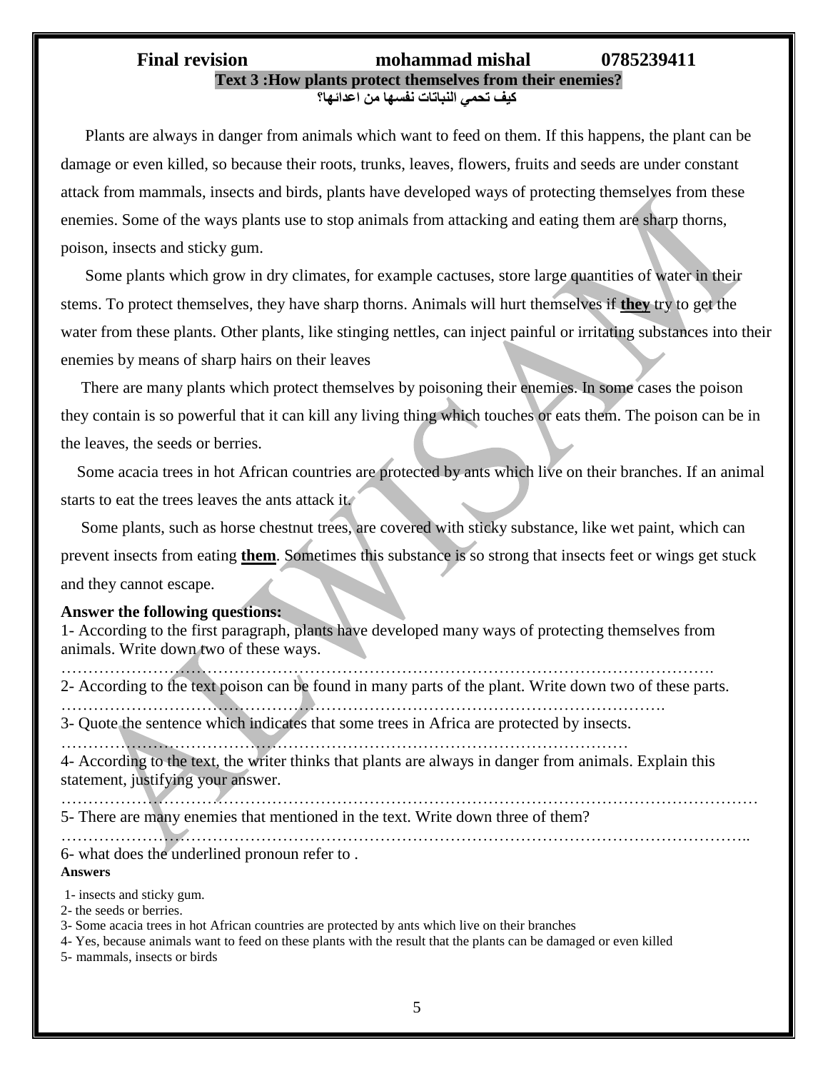**Text 3 :How plants protect themselves from their enemies?**

**كيف تحمي النباتات نفسها من اعدائها؟**

Plants are always in danger from animals which want to feed on them. If this happens, the plant can be damage or even killed, so because their roots, trunks, leaves, flowers, fruits and seeds are under constant attack from mammals, insects and birds, plants have developed ways of protecting themselves from these enemies. Some of the ways plants use to stop animals from attacking and eating them are sharp thorns, poison, insects and sticky gum.

Some plants which grow in dry climates, for example cactuses, store large quantities of water in their stems. To protect themselves, they have sharp thorns. Animals will hurt themselves if **they** try to get the water from these plants. Other plants, like stinging nettles, can inject painful or irritating substances into their enemies by means of sharp hairs on their leaves

There are many plants which protect themselves by poisoning their enemies. In some cases the poison they contain is so powerful that it can kill any living thing which touches or eats them. The poison can be in the leaves, the seeds or berries.

Some acacia trees in hot African countries are protected by ants which live on their branches. If an animal starts to eat the trees leaves the ants attack it.

Some plants, such as horse chestnut trees, are covered with sticky substance, like wet paint, which can prevent insects from eating **them**. Sometimes this substance is so strong that insects feet or wings get stuck and they cannot escape.

**Answer the following questions:**

1- According to the first paragraph, plants have developed many ways of protecting themselves from animals. Write down two of these ways.

……………………………………………………………………………………………………….

2- According to the text poison can be found in many parts of the plant. Write down two of these parts.

……………………………………………………………………………………………….

3- Quote the sentence which indicates that some trees in Africa are protected by insects.

……………………………………………………………………………………………

4- According to the text, the writer thinks that plants are always in danger from animals. Explain this statement, justifying your answer.

…………………………………………………………………………………………………………………

5- There are many enemies that mentioned in the text. Write down three of them?

………………………………………………………………………………………………………………..

6- what does the underlined pronoun refer to .

**Answers**

1- insects and sticky gum.

2- the seeds or berries.

3- Some acacia trees in hot African countries are protected by ants which live on their branches

4- Yes, because animals want to feed on these plants with the result that the plants can be damaged or even killed

5- mammals, insects or birds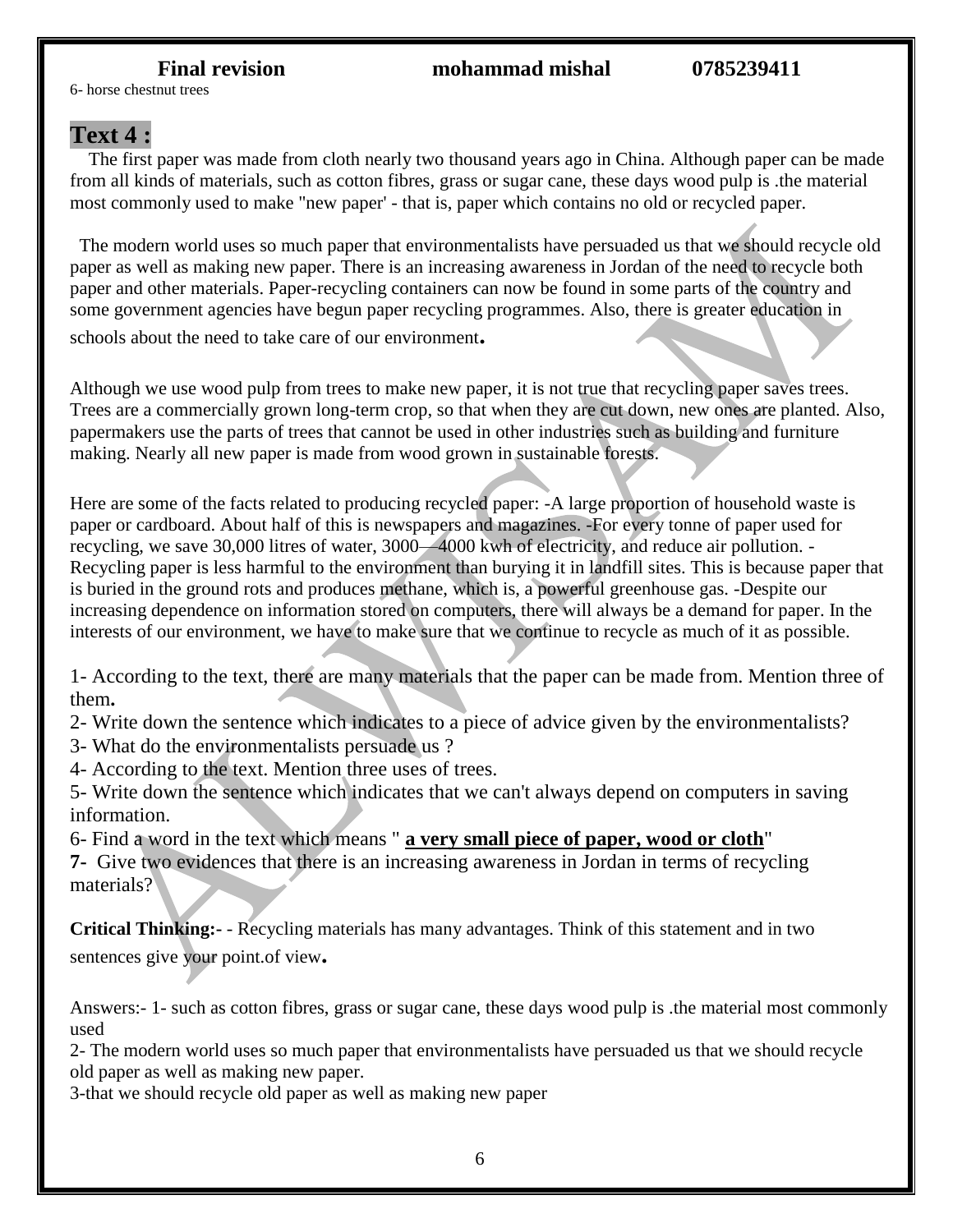6- horse chestnut trees

## Text 4 :

The first paper was made from cloth nearly two thousand years ago in China. Although paper can be made from all kinds of materials, such as cotton fibres, grass or sugar cane, these days wood pulp is .the material most commonly used to make "new paper' - that is, paper which contains no old or recycled paper.

The modern world uses so much paper that environmentalists have persuaded us that we should recycle old paper as well as making new paper. There is an increasing awareness in Jordan of the need to recycle both paper and other materials. Paper-recycling containers can now be found in some parts of the country and some government agencies have begun paper recycling programmes. Also, there is greater education in schools about the need to take care of our environment**.**

Although we use wood pulp from trees to make new paper, it is not true that recycling paper saves trees. Trees are a commercially grown long-term crop, so that when they are cut down, new ones are planted. Also, papermakers use the parts of trees that cannot be used in other industries such as building and furniture making. Nearly all new paper is made from wood grown in sustainable forests.

Here are some of the facts related to producing recycled paper: -A large proportion of household waste is paper or cardboard. About half of this is newspapers and magazines. -For every tonne of paper used for recycling, we save 30,000 litres of water, 3000—4000 kwh of electricity, and reduce air pollution. -Recycling paper is less harmful to the environment than burying it in landfill sites. This is because paper that is buried in the ground rots and produces methane, which is, a powerful greenhouse gas. -Despite our increasing dependence on information stored on computers, there will always be a demand for paper. In the interests of our environment, we have to make sure that we continue to recycle as much of it as possible.

1- According to the text, there are many materials that the paper can be made from. Mention three of them**.**

2- Write down the sentence which indicates to a piece of advice given by the environmentalists?

3- What do the environmentalists persuade us ?

4- According to the text. Mention three uses of trees.

5- Write down the sentence which indicates that we can't always depend on computers in saving information.

6- Find a word in the text which means " **a very small piece of paper, wood or cloth**"

**7-** Give two evidences that there is an increasing awareness in Jordan in terms of recycling materials?

**Critical Thinking:**- - Recycling materials has many advantages. Think of this statement and in two sentences give your point.of view**.**

Answers:- 1- such as cotton fibres, grass or sugar cane, these days wood pulp is .the material most commonly used

2- The modern world uses so much paper that environmentalists have persuaded us that we should recycle old paper as well as making new paper.

3-that we should recycle old paper as well as making new paper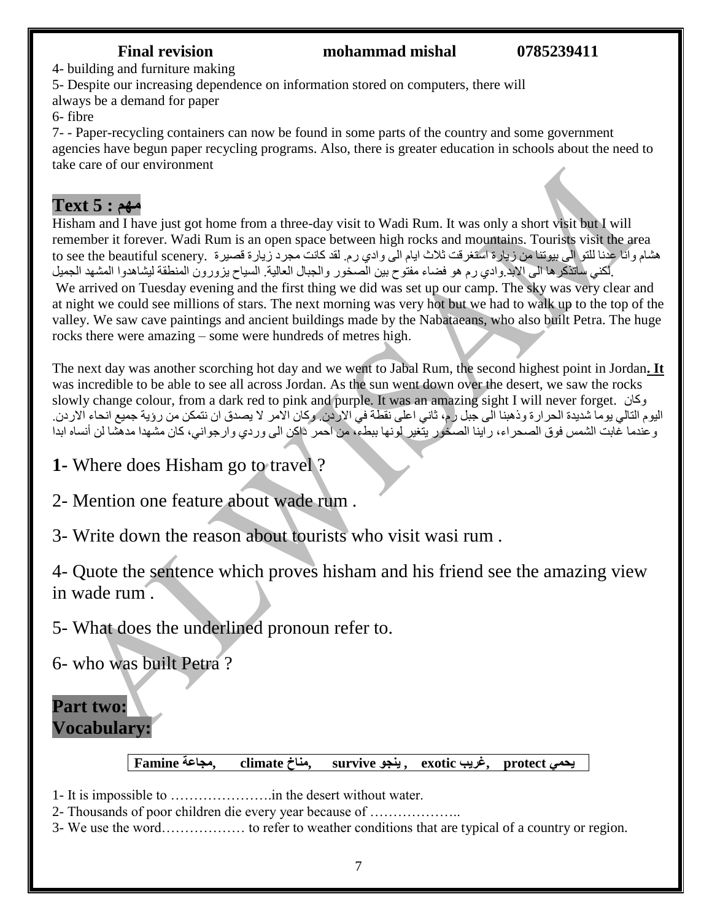4- building and furniture making

5- Despite our increasing dependence on information stored on computers, there will always be a demand for paper

6- fibre

7- - Paper-recycling containers can now be found in some parts of the country and some government agencies have begun paper recycling programs. Also, there is greater education in schools about the need to take care of our environment

## Text 5 : مهم

Hisham and I have just got home from a three-day visit to Wadi Rum. It was only a short visit but I will remember it forever. Wadi Rum is an open space between high rocks and mountains. Tourists visit the area to see the beautiful scenery. هشام وانا عدنا للتو الى بيوتنا من زيارة استغرقت ثلاث ايام الى وادي رم. لقد كانت مجرد زيارة قصيرة لكني ساتذكرها الى الابد.وادي رم هو فضاء مفتوح بين الصخور والجبال العالية. السياح يزورون المنطقة ليشاهدوا المشهد الجميل.

We arrived on Tuesday evening and the first thing we did was set up our camp. The sky was very clear and at night we could see millions of stars. The next morning was very hot but we had to walk up to the top of the valley. We saw cave paintings and ancient buildings made by the Nabataeans, who also built Petra. The huge rocks there were amazing – some were hundreds of metres high.

The next day was another scorching hot day and we went to Jabal Rum, the second highest point in Jordan**. <u>It</u>** was incredible to be able to see all across Jordan. As the sun went down over the desert, we saw the rocks slowly change colour, from a dark red to pink and purple. It was an amazing sight I will never forget. وكان اليوم التالي يوما شديدة الحرارة وذهبنا الى جبل رم، ثاني اعلى نقطة في الاردن. وكان الامر لا يصدق ان نتمكن من رؤية جميع انحاء الاردن. وعندما غابت الشمس فوق الصحراء، راينا الصخور يتغير لونها ببطء، من احمر داكن الى وردي وارجواني، كان مشهدا مدهشا لن أنساه ابدا

**1-** Where does Hisham go to travel ?

2- Mention one feature about wade rum .

3- Write down the reason about tourists who visit wasi rum .

4- Quote the sentence which proves hisham and his friend see the amazing view in wade rum .

5- What does the underlined pronoun refer to.

6- who was built Petra ?

## Part two:
## Vocabulary:

| **Famine مجاعة, climate مناخ, survive ينجو , exotic غريب, protect يحمي** |
|---|

1- It is impossible to ………………….in the desert without water.

2- Thousands of poor children die every year because of ………………..

3- We use the word……………… to refer to weather conditions that are typical of a country or region.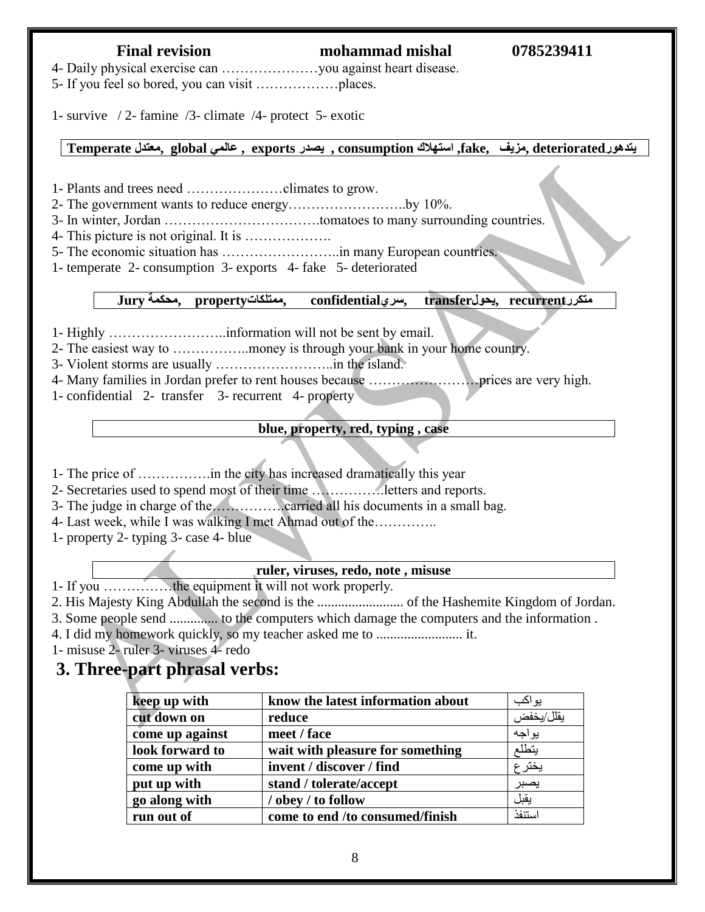4- Daily physical exercise can …………………you against heart disease.
5- If you feel so bored, you can visit ………………places.

1- survive / 2- famine /3- climate /4- protect 5- exotic

| Temperate معتدل, global عالمي , exports يصدر , consumption استهلاك ,fake, مزيف, deteriorated يتدهور |
|---|

1- Plants and trees need …………………climates to grow.
2- The government wants to reduce energy……………………..by 10%.
3- In winter, Jordan ……………………………tomatoes to many surrounding countries.
4- This picture is not original. It is ……………….
5- The economic situation has ……………………..in many European countries.
1- temperate 2- consumption 3- exports 4- fake 5- deteriorated

| Jury محكمة, property ممتلكات, confidential سري, transfer يحول, recurrent متكرر |
|---|

1- Highly ……………………..information will not be sent by email.
2- The easiest way to ……………..money is through your bank in your home country.
3- Violent storms are usually ……………………..in the island.
4- Many families in Jordan prefer to rent houses because ……………………prices are very high.
1- confidential 2- transfer 3- recurrent 4- property

| blue, property, red, typing , case |
|---|

1- The price of …………….in the city has increased dramatically this year
2- Secretaries used to spend most of their time ……………letters and reports.
3- The judge in charge of the…………….carried all his documents in a small bag.
4- Last week, while I was walking I met Ahmad out of the…………..
1- property 2- typing 3- case 4- blue

| ruler, viruses, redo, note , misuse |
|---|

1- If you ……………the equipment it will not work properly.
2. His Majesty King Abdullah the second is the ........................ of the Hashemite Kingdom of Jordan.
3. Some people send ............. to the computers which damage the computers and the information .
4. I did my homework quickly, so my teacher asked me to ........................ it.
1- misuse 2- ruler 3- viruses 4- redo

## 3. Three-part phrasal verbs:

| keep up with | know the latest information about | يواكب |
|---|---|---|
| cut down on | reduce | يقلل/يخفض |
| come up against | meet / face | يواجه |
| look forward to | wait with pleasure for something | يتطلع |
| come up with | invent / discover / find | يخترع |
| put up with | stand / tolerate/accept | يصبر |
| go along with | / obey / to follow | يقبل |
| run out of | come to end /to consumed/finish | استنفذ |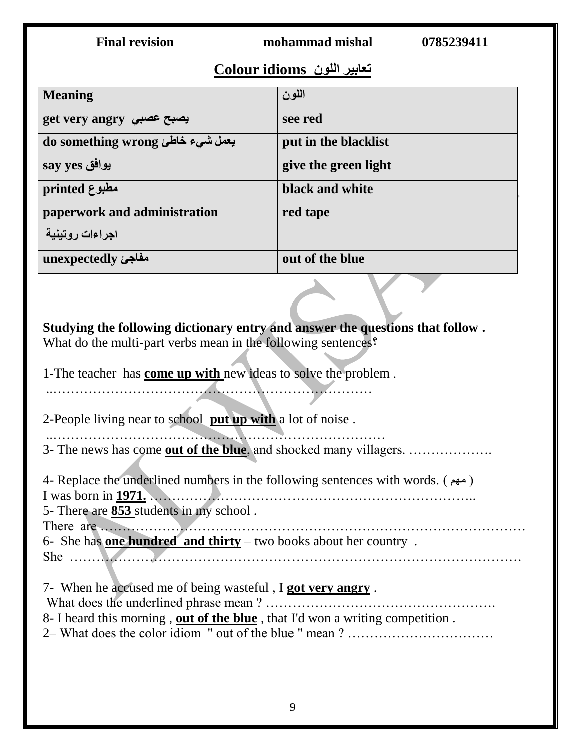## Colour idioms تعابير اللون

| Meaning | اللون |
|---|---|
| get very angry يصبح عصبي | see red |
| do something wrong يعمل شيء خاطئ | put in the blacklist |
| say yes يوافق | give the green light |
| printed مطبوع | black and white |
| paperwork and administration اجراءات روتينية | red tape |
| unexpectedly مفاجئ | out of the blue |

**Studying the following dictionary entry and answer the questions that follow .**
What do the multi-part verbs mean in the following sentences؟

1-The teacher has **come up with** new ideas to solve the problem .
..…………………………………………………………………

2-People living near to school **put up with** a lot of noise .
..…………………………………………………………………

3- The news has come **out of the blue**, and shocked many villagers. ……………….

4- Replace the underlined numbers in the following sentences with words. ( مهم )
I was born in **1971.** ………………………………………………………………..

5- There are **853** students in my school .
There are ……………………………………………………………………………………

6- She has **one hundred and thirty** – two books about her country .
She ………………………………………………………………………………………

7- When he accused me of being wasteful , I **got very angry** .
What does the underlined phrase mean ? …………………………………………….

8- I heard this morning , **out of the blue** , that I'd won a writing competition .
2– What does the color idiom " out of the blue " mean ? ……………………………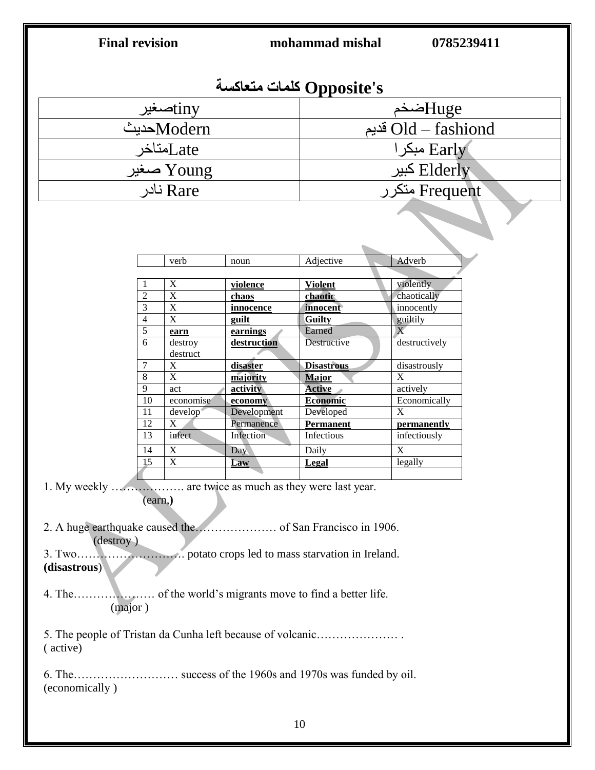## كلمات متعاكسة Opposite's

| | |
|---|---|
| صغيرtiny | ضخمHuge |
| حديثModern | قديم Old – fashiond |
| متاخرLate | مبكرا Early |
| صغير Young | كبير Elderly |
| نادر Rare | متكرر Frequent |

| | verb | noun | Adjective | Adverb |
|---|---|---|---|---|
| 1 | X | **violence** | **Violent** | violently |
| 2 | X | **chaos** | **chaotic** | chaotically |
| 3 | X | **innocence** | **innocent** | innocently |
| 4 | X | **guilt** | **Guilty** | guiltily |
| 5 | **earn** | **earnings** | Earned | X |
| 6 | destroy destruct | **destruction** | Destructive | destructively |
| 7 | X | **disaster** | **Disastrous** | disastrously |
| 8 | X | **majority** | **Major** | X |
| 9 | act | **activity** | **Active** | actively |
| 10 | economise | **economy** | **Economic** | Economically |
| 11 | develop | Development | Developed | X |
| 12 | X | Permanence | **Permanent** | **permanently** |
| 13 | infect | Infection | Infectious | infectiously |
| 14 | X | Day | Daily | X |
| 15 | X | **Law** | **Legal** | legally |

1. My weekly ………………. are twice as much as they were last year.
(earn,**)**

2. A huge earthquake caused the………………… of San Francisco in 1906.
(destroy )

3. Two………………………. potato crops led to mass starvation in Ireland.
**(disastrous**)

4. The………………… of the world's migrants move to find a better life.
(major )

5. The people of Tristan da Cunha left because of volcanic………………… .
( active)

6. The……………………… success of the 1960s and 1970s was funded by oil.
(economically )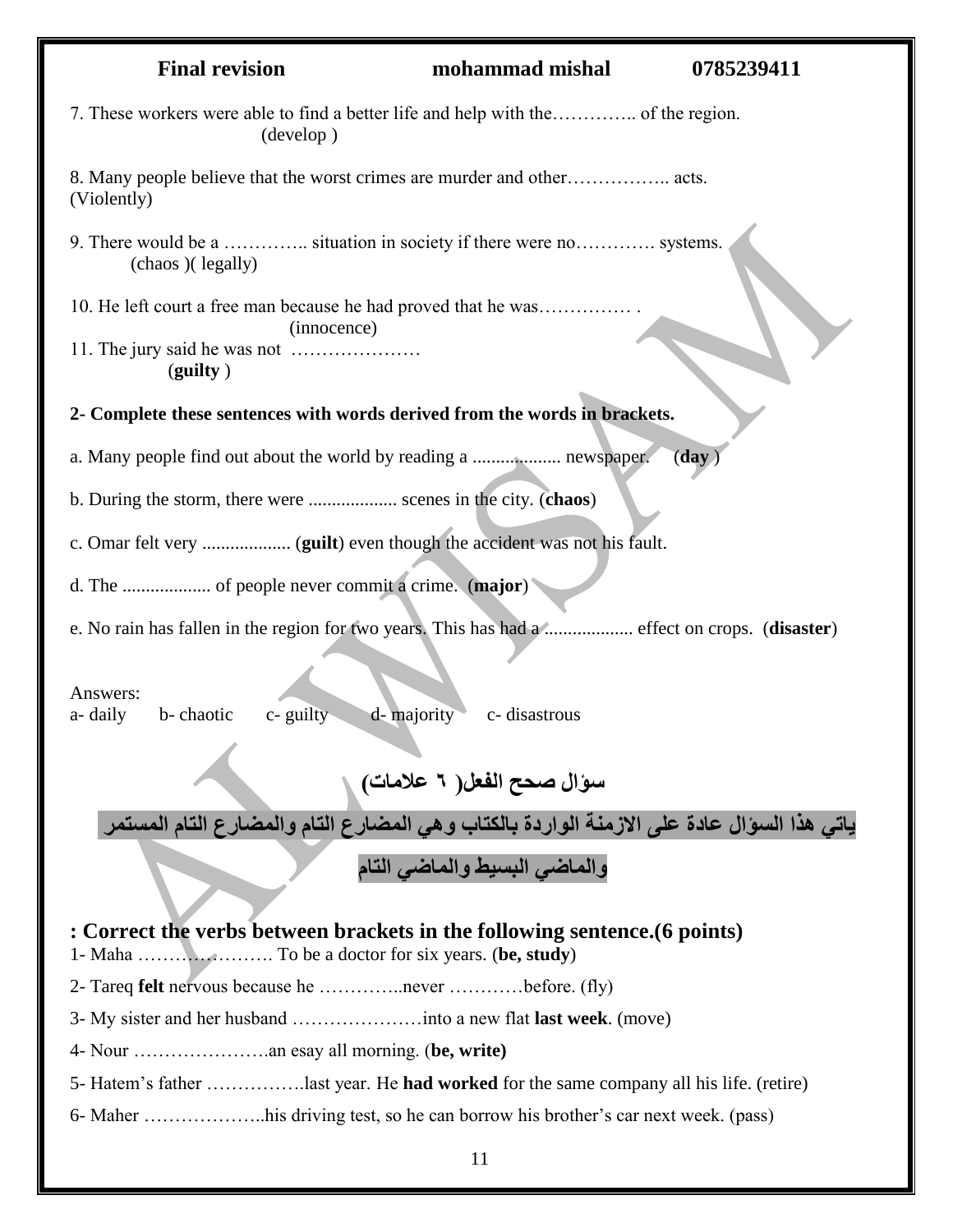7. These workers were able to find a better life and help with the………….. of the region.
(develop )

8. Many people believe that the worst crimes are murder and other…………….. acts.
(Violently)

9. There would be a ………….. situation in society if there were no…………. systems.
(chaos )( legally)

10. He left court a free man because he had proved that he was…………… .
(innocence)

11. The jury said he was not …………………
(**guilty** )

**2- Complete these sentences with words derived from the words in brackets.**

a. Many people find out about the world by reading a ................... newspaper. (**day** )

b. During the storm, there were ................... scenes in the city. (**chaos**)

c. Omar felt very ................... (**guilt**) even though the accident was not his fault.

d. The ................... of people never commit a crime. (**major**)

e. No rain has fallen in the region for two years. This has had a ................... effect on crops. (**disaster**)

Answers:
a- daily b- chaotic c- guilty d- majority c- disastrous

## سؤال صحح الفعل( ٦ علامات)

**ياتي هذا السؤال عادة على الازمنة الواردة بالكتاب وهي المضارع التام والمضارع التام المستمر والماضي البسيط والماضي التام**

## : Correct the verbs between brackets in the following sentence.(6 points)

1- Maha …………………. To be a doctor for six years. (**be, study**)

2- Tareq **felt** nervous because he …………..never …………before. (fly)

3- My sister and her husband …………………into a new flat **last week**. (move)

4- Nour ………………….an esay all morning. (**be, write)**

5- Hatem's father …………….last year. He **had worked** for the same company all his life. (retire)

6- Maher ………………..his driving test, so he can borrow his brother's car next week. (pass)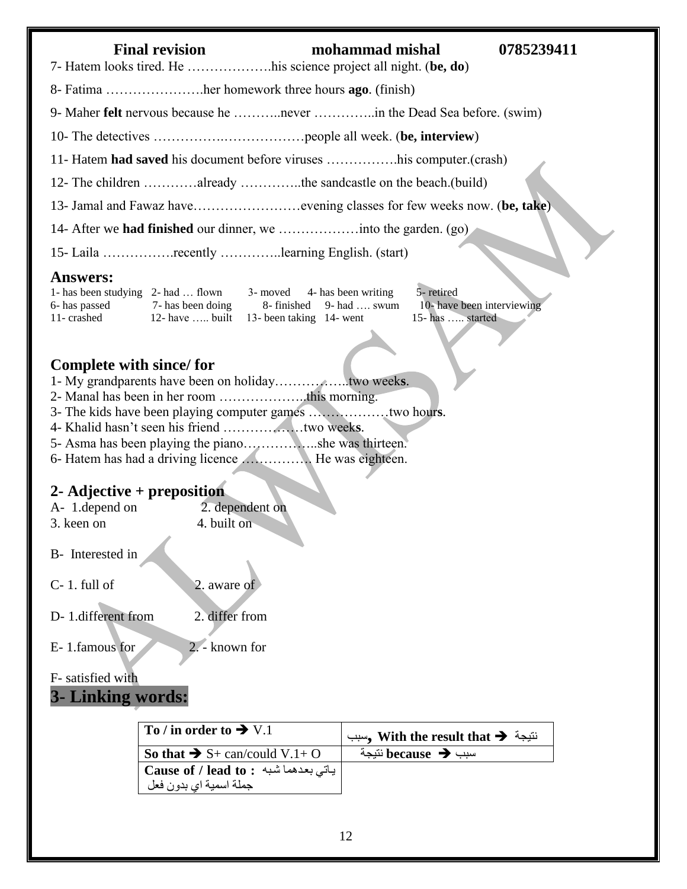7- Hatem looks tired. He ……………….his science project all night. (**be, do**)

8- Fatima ………………….her homework three hours **ago**. (finish)

9- Maher **felt** nervous because he ………..never …………..in the Dead Sea before. (swim)

10- The detectives …………….………………people all week. (**be, interview**)

11- Hatem **had saved** his document before viruses …………….his computer.(crash)

12- The children …………already …………..the sandcastle on the beach.(build)

13- Jamal and Fawaz have……………………evening classes for few weeks now. (**be, take**)

14- After we **had finished** our dinner, we ………………into the garden. (go)

15- Laila …………….recently …………..learning English. (start)

## Answers:

1- has been studying 2- had … flown 3- moved 4- has been writing 5- retired
6- has passed 7- has been doing 8- finished 9- had …. swum 10- have been interviewing
11- crashed 12- have ….. built 13- been taking 14- went 15- has ….. started

## Complete with since/ for

1- My grandparents have been on holiday……………..two weeks.
2- Manal has been in her room ……………….this morning.
3- The kids have been playing computer games ………………two hours.
4- Khalid hasn't seen his friend ………………two weeks.
5- Asma has been playing the piano……………..she was thirteen.
6- Hatem has had a driving licence ……………. He was eighteen.

## 2- Adjective + preposition

A- 1.depend on 2. dependent on
3. keen on 4. built on

B- Interested in

C- 1. full of 2. aware of

D- 1.different from 2. differ from

E- 1.famous for 2. - known for

F- satisfied with

## 3- Linking words:

| **To / in order to** ➔ V.1 | سبب**, With the result that** ➔ نتيجة |
|---|---|
| **So that** ➔ S+ can/could V.1+ O | نتيجة **because** ➔ سبب |
| **Cause of / lead to :** ياتي بعدهما شبه جملة اسمية اي بدون فعل | |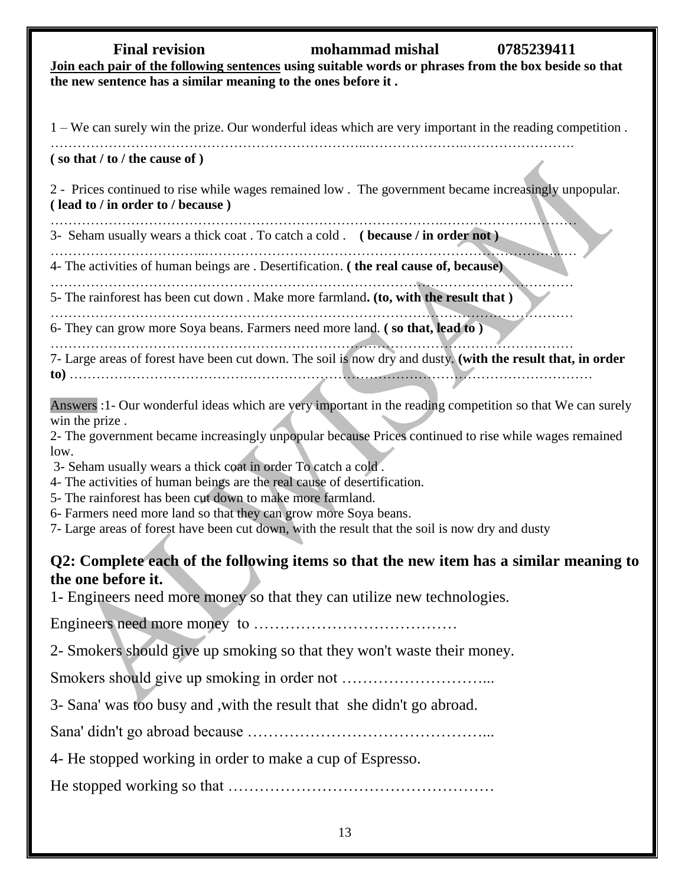**Final revision          mohammad mishal          0785239411**

**Join each pair of the following sentences using suitable words or phrases from the box beside so that the new sentence has a similar meaning to the ones before it .**

1 – We can surely win the prize. Our wonderful ideas which are very important in the reading competition .

…………………………………………………………………………………………………………….

**( so that / to / the cause of )**

2 - Prices continued to rise while wages remained low . The government became increasingly unpopular. **( lead to / in order to / because )**

…………………………………………………………………………………………………………….

3- Seham usually wears a thick coat . To catch a cold . **( because / in order not )**

…………………………………………………………………………………………………………….

4- The activities of human beings are . Desertification. **( the real cause of, because)**

…………………………………………………………………………………………………………….

5- The rainforest has been cut down . Make more farmland**. (to, with the result that )**

…………………………………………………………………………………………………………….

6- They can grow more Soya beans. Farmers need more land. **( so that, lead to )**

…………………………………………………………………………………………………………….

7- Large areas of forest have been cut down. The soil is now dry and dusty. **(with the result that, in order to)** …………………………………………………………………………………………………………….

Answers :1- Our wonderful ideas which are very important in the reading competition so that We can surely win the prize .

2- The government became increasingly unpopular because Prices continued to rise while wages remained low.

3- Seham usually wears a thick coat in order To catch a cold .

4- The activities of human beings are the real cause of desertification.

5- The rainforest has been cut down to make more farmland.

6- Farmers need more land so that they can grow more Soya beans.

7- Large areas of forest have been cut down, with the result that the soil is now dry and dusty

## Q2: Complete each of the following items so that the new item has a similar meaning to the one before it.

1- Engineers need more money so that they can utilize new technologies.

Engineers need more money to ………………………………….

2- Smokers should give up smoking so that they won't waste their money.

Smokers should give up smoking in order not ………………………...

3- Sana' was too busy and ,with the result that she didn't go abroad.

Sana' didn't go abroad because ………………………………………...

4- He stopped working in order to make a cup of Espresso.

He stopped working so that ……………………………………………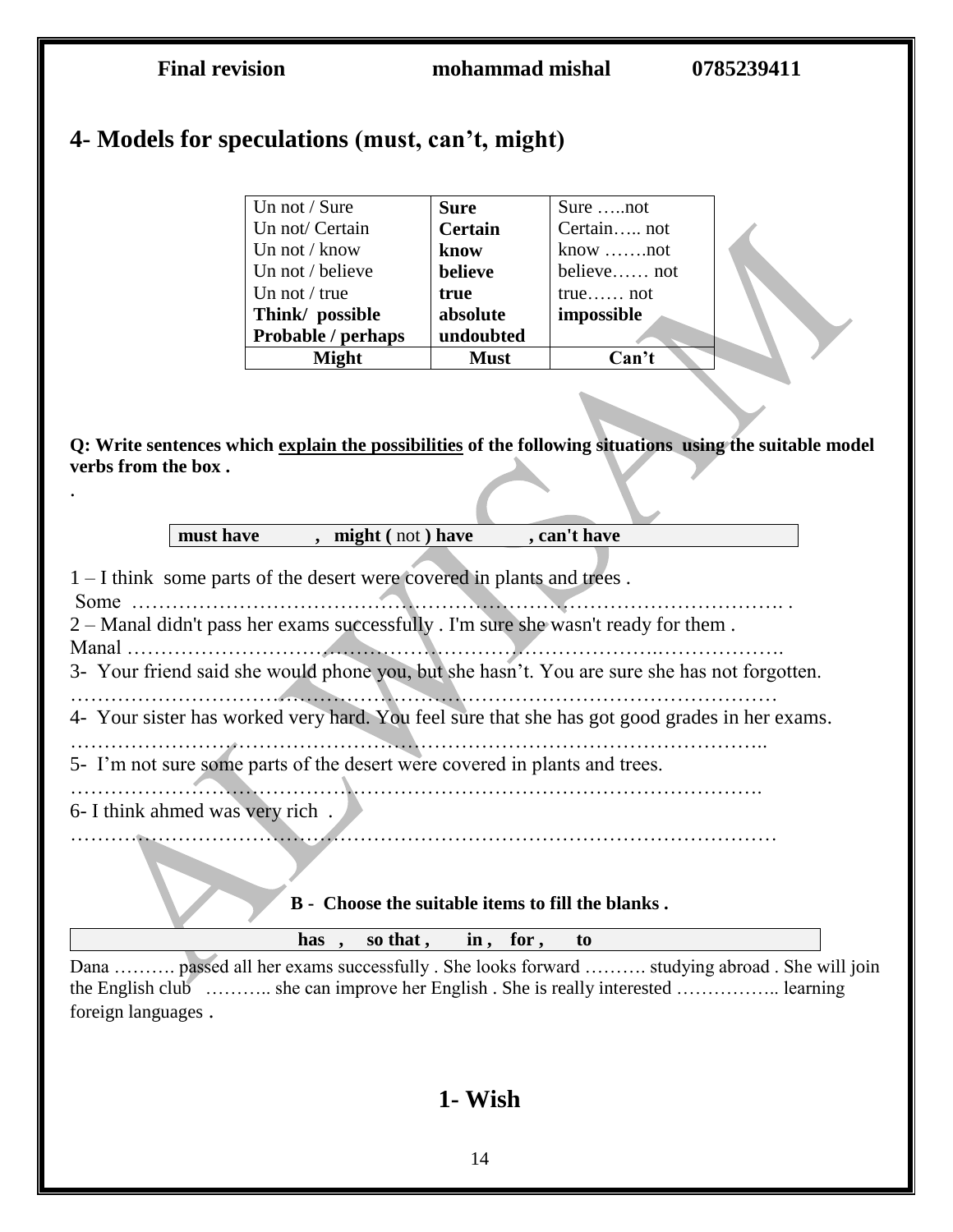## 4- Models for speculations (must, can't, might)

| Un not / Sure<br>Un not/ Certain<br>Un not / know<br>Un not / believe<br>Un not / true<br>**Think/ possible**<br>**Probable / perhaps** | **Sure**<br>**Certain**<br>**know**<br>**believe**<br>**true**<br>**absolute**<br>**undoubted** | Sure …..not<br>Certain….. not<br>know …….not<br>believe…… not<br>true…… not<br>**impossible** |
|---|---|---|
| **Might** | **Must** | **Can't** |

**Q: Write sentences which explain the possibilities of the following situations using the suitable model verbs from the box .**

.

| **must have , might (** not **) have , can't have** |
|---|

1 – I think some parts of the desert were covered in plants and trees .
Some ………………………………………………………………………………… .

2 – Manal didn't pass her exams successfully . I'm sure she wasn't ready for them .
Manal …………………………………………………………………..………………

3- Your friend said she would phone you, but she hasn't. You are sure she has not forgotten.
…………………………………………………………………………………………

4- Your sister has worked very hard. You feel sure that she has got good grades in her exams.
………………………………………………………………………………………..

5- I'm not sure some parts of the desert were covered in plants and trees.
……………………………………………………………………………………….

6- I think ahmed was very rich .
…………………………………………………………………………………………

**B - Choose the suitable items to fill the blanks .**

| **has , so that , in , for , to** |
|---|

Dana ………. passed all her exams successfully . She looks forward ………. studying abroad . She will join the English club ……….. she can improve her English . She is really interested …………….. learning foreign languages .

## 1- Wish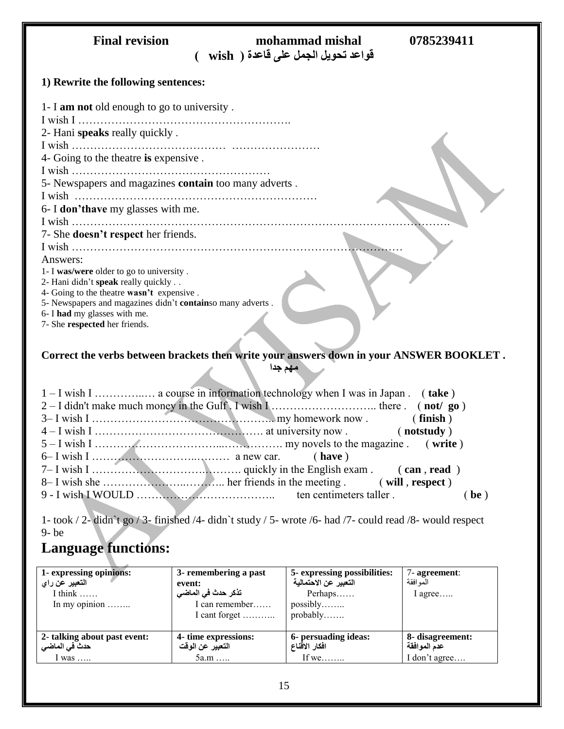**Final revision mohammad mishal 0785239411**

**قواعد تحويل الجمل على قاعدة ( wish )**

**1) Rewrite the following sentences:**

1- I **am not** old enough to go to university .
I wish I ……………………………………………….

2- Hani **speaks** really quickly .
I wish …………………………………… ……………………

4- Going to the theatre **is** expensive .
I wish ………………………………………………

5- Newspapers and magazines **contain** too many adverts .
I wish …………………………………………………………

6- I **don'thave** my glasses with me.
I wish ……………………………………………………………………………………….

7- She **doesn't respect** her friends.
I wish ……………………………………………………………………………

Answers:

1- I **was/were** older to go to university .
2- Hani didn't **speak** really quickly . .
4- Going to the theatre **wasn't** expensive .
5- Newspapers and magazines didn't **contain**so many adverts .
6- I **had** my glasses with me.
7- She **respected** her friends.

**Correct the verbs between brackets then write your answers down in your ANSWER BOOKLET .**

**مهم جدا**

1 – I wish I …………..… a course in information technology when I was in Japan . ( **take** )
2 – I didn't make much money in the Gulf . I wish I ……………………….. there . ( **not/ go** )
3– I wish I ………………………………………... my homework now . ( **finish** )
4 – I wish I ………………………………………. at university now . ( **notstudy** )
5 – I wish I …………………………...……………. my novels to the magazine . ( **write** )
6– I wish I ……………………..……… a new car. ( **have** )
7– I wish I …………………………….………. quickly in the English exam . ( **can** , **read** )
8– I wish she …………………..……….. her friends in the meeting . ( **will** , **respect** )
9 - I wish I WOULD ……………………………….. ten centimeters taller . ( **be** )

1- took / 2- didn`t go / 3- finished /4- didn`t study / 5- wrote /6- had /7- could read /8- would respect
9- be

## Language functions:

| **1- expressing opinions:** **التعبير عن راي** I think …… In my opinion …….. | **3- remembering a past event:** **تذكر حدث في الماضي** I can remember…… I cant forget ……….. | **5- expressing possibilities:** **التعبير عن الاحتمالية** Perhaps…… possibly…….. probably……. | 7- **agreement**: الموافقة I agree….. |
|---|---|---|---|
| **2- talking about past event:** **حدث في الماضي** I was ….. | **4- time expressions:** **التعبير عن الوقت** 5a.m ….. | **6- persuading ideas:** **افكار الاقناع** If we…….. | **8- disagreement:** **عدم الموافقة** I don't agree…. |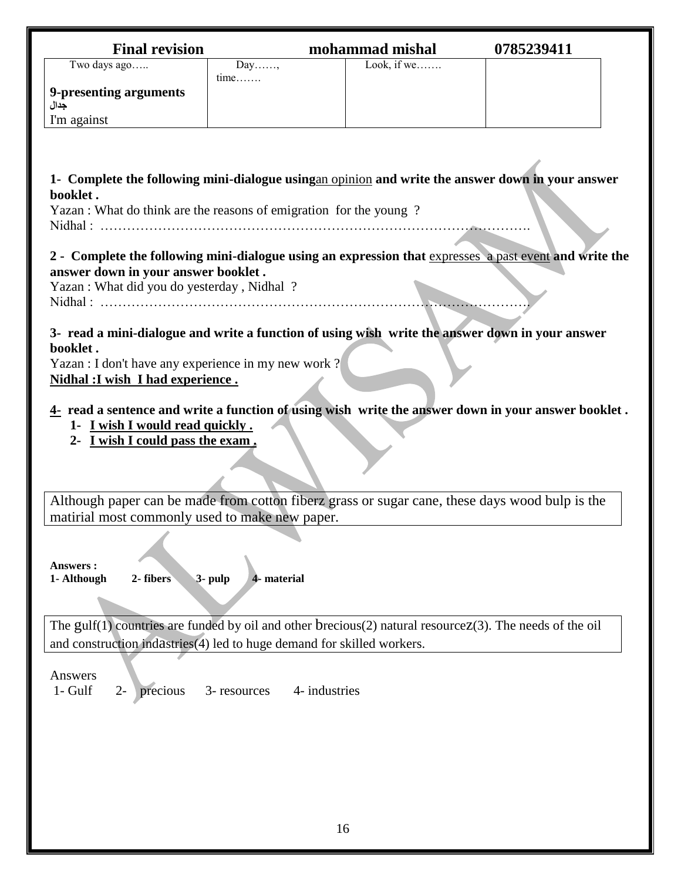| Two days ago….. | Day……, time……. | Look, if we……. | |
|---|---|---|---|
| **9-presenting arguments** **جدال** I'm against | | | |

**1- Complete the following mini-dialogue using**an opinion **and write the answer down in your answer booklet .**

Yazan : What do think are the reasons of emigration for the young ?

Nidhal : ………………………………………………………………………………….

**2 - Complete the following mini-dialogue using an expression that** expresses a past event **and write the answer down in your answer booklet .**

Yazan : What did you do yesterday , Nidhal ?

Nidhal : ………………………………………………………………………………….

**3- read a mini-dialogue and write a function of using wish write the answer down in your answer booklet .**

Yazan : I don't have any experience in my new work ?

**Nidhal :I wish I had experience .**

**4- read a sentence and write a function of using wish write the answer down in your answer booklet .**

1. **I wish I would read quickly .**
2. **I wish I could pass the exam .**

| Although paper can be made from cotton fiberz grass or sugar cane, these days wood bulp is the matirial most commonly used to make new paper. |
|---|

**Answers :**
**1- Although 2- fibers 3- pulp 4- material**

| The gulf(1) countries are funded by oil and other brecious(2) natural resourcez(3). The needs of the oil and construction indastries(4) led to huge demand for skilled workers. |
|---|

Answers
1- Gulf 2- precious 3- resources 4- industries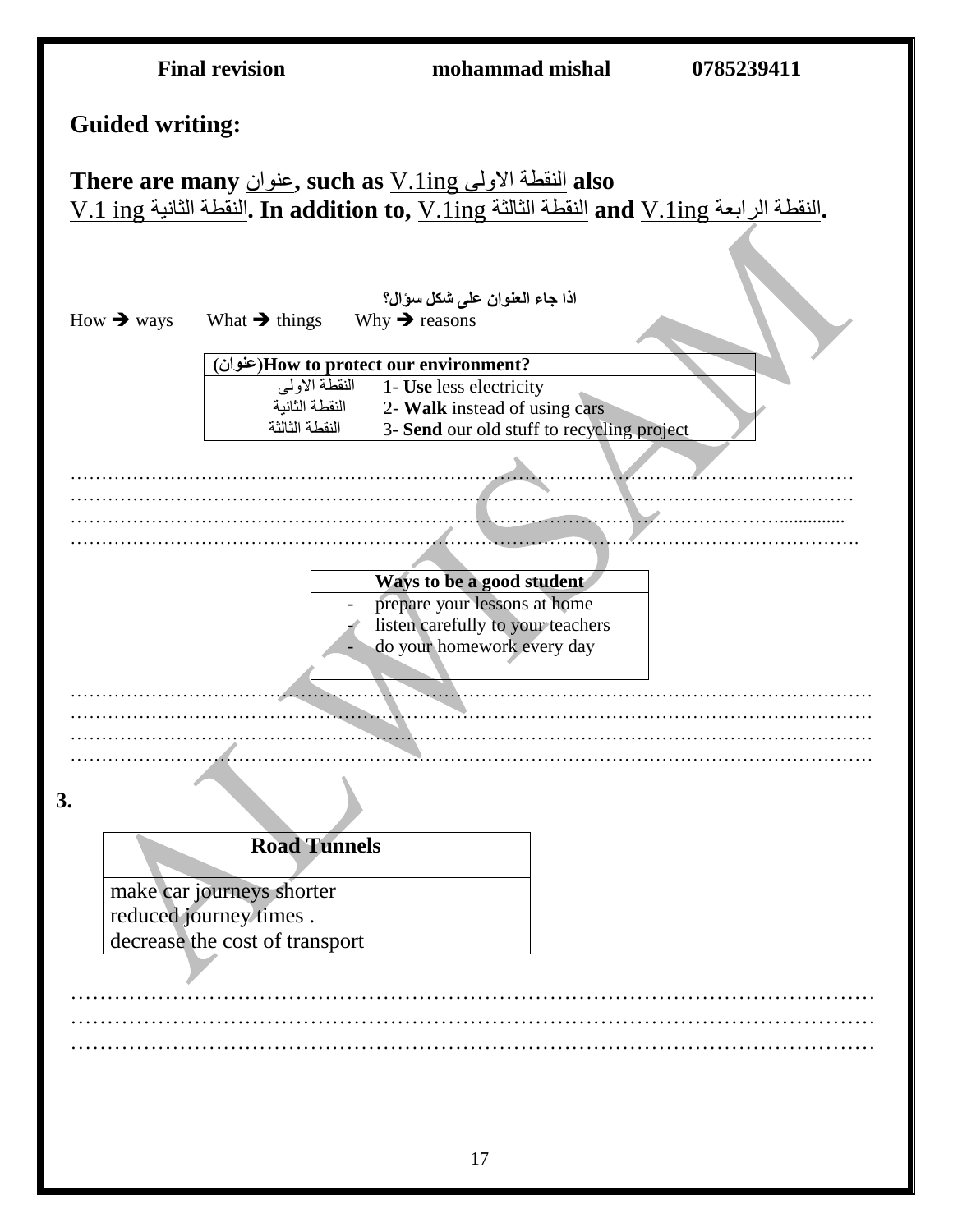## Guided writing:

**There are many** عنوان**, such as** V.1ing النقطة الاولى **also** V.1 ing النقطة الثانية**. In addition to,** V.1ing النقطة الثالثة **and** V.1ing النقطة الرابعة**.**

**اذا جاء العنوان على شكل سؤال؟**

How ➔ ways What ➔ things Why ➔ reasons

| **(عنوان)How to protect our environment?** | |
|---|---|
| النقطة الاولى | 1- **Use** less electricity |
| النقطة الثانية | 2- **Walk** instead of using cars |
| النقطة الثالثة | 3- **Send** our old stuff to recycling project |

…………………………………………………………………………………………………………
…………………………………………………………………………………………………………
…………………………………………………………………………………………………………
…………………………………………………………………………………………………………

| **Ways to be a good student** |
|---|
| - prepare your lessons at home |
| - listen carefully to your teachers |
| - do your homework every day |

…………………………………………………………………………………………………………
…………………………………………………………………………………………………………
…………………………………………………………………………………………………………
…………………………………………………………………………………………………………

**3.**

| **Road Tunnels** |
|---|
| make car journeys shorter |
| reduced journey times . |
| decrease the cost of transport |

…………………………………………………………………………………………………………
…………………………………………………………………………………………………………
…………………………………………………………………………………………………………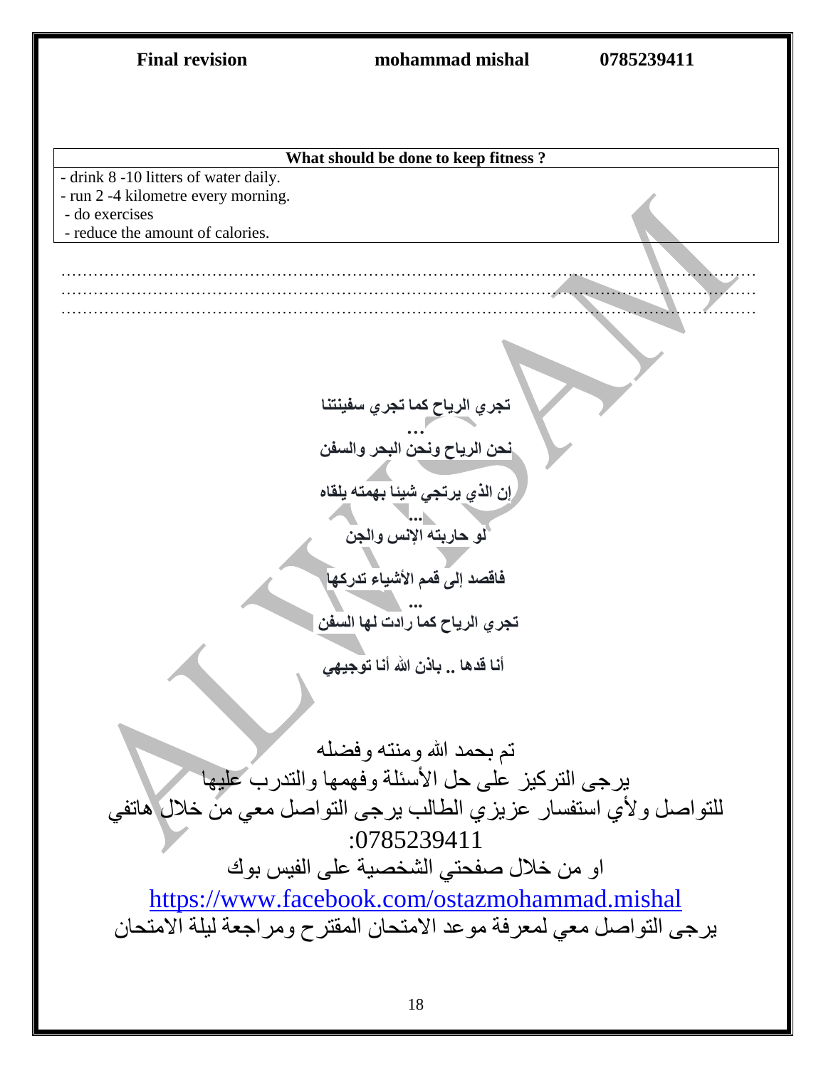| What should be done to keep fitness ? |
| --- |
| - drink 8 -10 litters of water daily.<br>- run 2 -4 kilometre every morning.<br>- do exercises<br>- reduce the amount of calories. |

…………………………………………………………………………………………………………………
…………………………………………………………………………………………………………………
…………………………………………………………………………………………………………………

**تجري الرياح كما تجري سفينتنا**

**...**

**نحن الرياح ونحن البحر والسفن**

**إن الذي يرتجي شيئا بهمته يلقاه**

**...**

**لو حاربته الإنس والجن**

**فاقصد إلى قمم الأشياء تدركها**

**...**

**تجري الرياح كما رادت لها السفن**

**أنا قدها .. بإذن الله أنا توجيهي**

تم بحمد الله ومنته وفضله

يرجى التركيز على حل الأسئلة وفهمها والتدرب عليها

للتواصل ولأي استفسار عزيزي الطالب يرجى التواصل معي من خلال هاتفي :0785239411

او من خلال صفحتي الشخصية على الفيس بوك

https://www.facebook.com/ostazmohammad.mishal

يرجى التواصل معي لمعرفة موعد الامتحان المقترح ومراجعة ليلة الامتحان